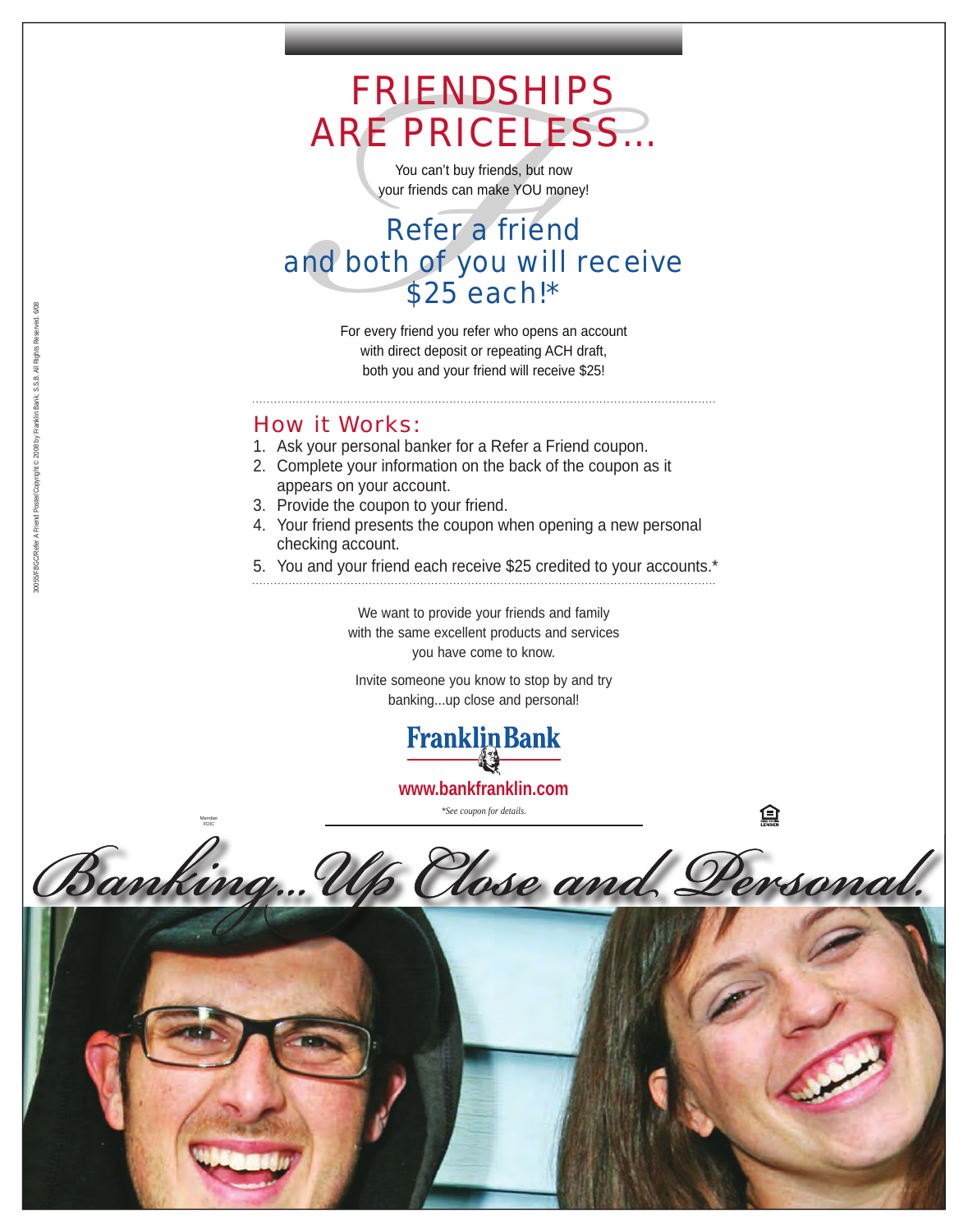# FRIENDSHIPS ARE PRICELESS...

You can't buy friends, but now your friends can make YOU money!

## Refer a friend and both of you will receive $25 each!*

For every friend you refer who opens an account with direct deposit or repeating ACH draft, both you and your friend will receive $25!

## How it Works:

1. Ask your personal banker for a Refer a Friend coupon.
2. Complete your information on the back of the coupon as it appears on your account.
3. Provide the coupon to your friend.
4. Your friend presents the coupon when opening a new personal checking account.
5. You and your friend each receive $25 credited to your accounts.*

We want to provide your friends and family with the same excellent products and services you have come to know.

Invite someone you know to stop by and try banking...up close and personal!

**Franklin Bank**

**www.bankfranklin.com**

*\*See coupon for details.*

Member FDIC

EQUAL HOUSING LENDER

*Banking...Up Close and Personal.*

30055/FBG/Refer A Friend Poster/Copyright © 2008 by Franklin Bank, S.S.B. All Rights Reserved. 6/08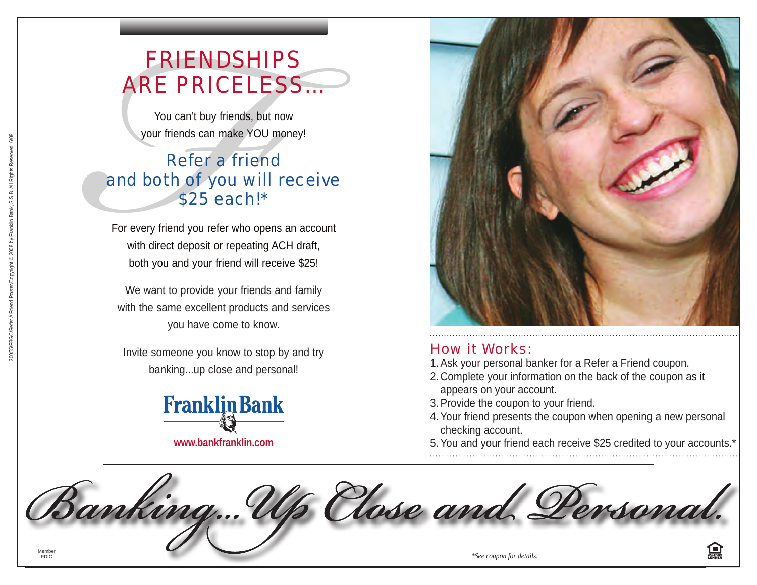# FRIENDSHIPS ARE PRICELESS...

You can't buy friends, but now your friends can make YOU money!

## Refer a friend and both of you will receive $25 each!*

For every friend you refer who opens an account with direct deposit or repeating ACH draft, both you and your friend will receive $25!

We want to provide your friends and family with the same excellent products and services you have come to know.

Invite someone you know to stop by and try banking...up close and personal!

**Franklin Bank**

**www.bankfranklin.com**

## How it Works:

1. Ask your personal banker for a Refer a Friend coupon.
2. Complete your information on the back of the coupon as it appears on your account.
3. Provide the coupon to your friend.
4. Your friend presents the coupon when opening a new personal checking account.
5. You and your friend each receive $25 credited to your accounts.*

*Banking...Up Close and Personal.*

Member FDIC

*\*See coupon for details.*

EQUAL HOUSING LENDER

30055/FBGC/Refer A Friend Poster/Copyright © 2008 by Franklin Bank, S.S.B. All Rights Reserved. 6/08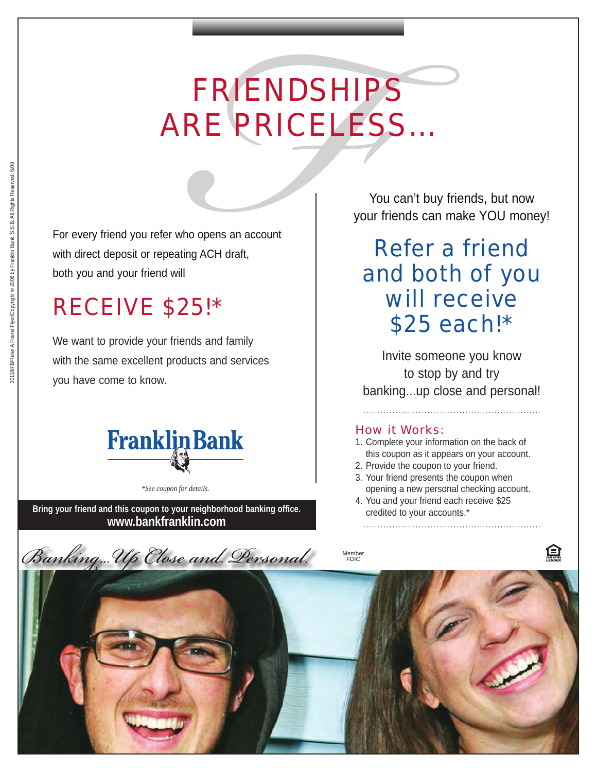# FRIENDSHIPS ARE PRICELESS...

For every friend you refer who opens an account with direct deposit or repeating ACH draft, both you and your friend will

## RECEIVE $25!*

We want to provide your friends and family with the same excellent products and services you have come to know.

**Franklin Bank**

*\*See coupon for details.*

**Bring your friend and this coupon to your neighborhood banking office.**
**www.bankfranklin.com**

You can't buy friends, but now your friends can make YOU money!

## Refer a friend and both of you will receive $25 each!*

Invite someone you know to stop by and try banking...up close and personal!

### How it Works:

1. Complete your information on the back of this coupon as it appears on your account.
2. Provide the coupon to your friend.
3. Your friend presents the coupon when opening a new personal checking account.
4. You and your friend each receive $25 credited to your accounts.*

*Banking...Up Close and Personal.*

Member FDIC

EQUAL HOUSING LENDER

30118/FB/Refer A Friend Flyer/Copyright © 2008 by Franklin Bank, S.S.B. All Rights Reserved. 6/08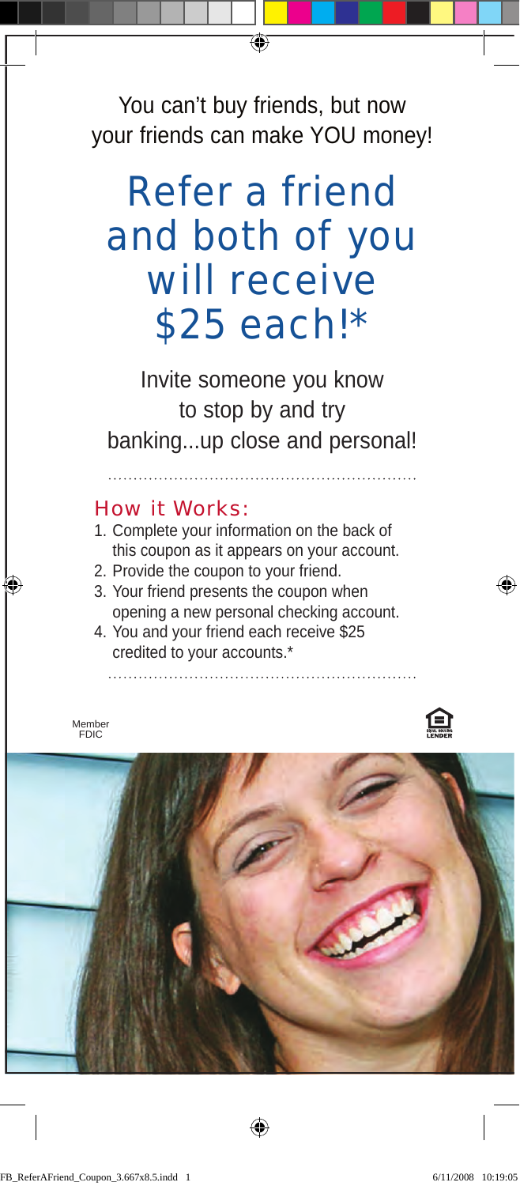You can't buy friends, but now your friends can make YOU money!

# Refer a friend and both of you will receive $25 each!*

Invite someone you know to stop by and try banking...up close and personal!

## How it Works:

1. Complete your information on the back of this coupon as it appears on your account.
2. Provide the coupon to your friend.
3. Your friend presents the coupon when opening a new personal checking account.
4. You and your friend each receive $25 credited to your accounts.*

Member FDIC

EQUAL HOUSING LENDER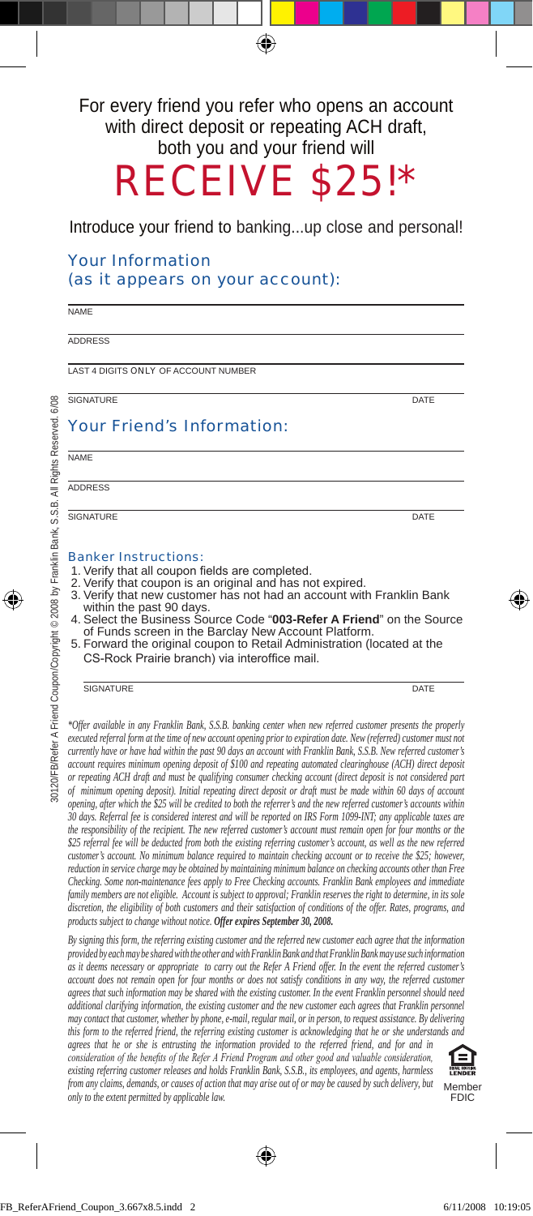For every friend you refer who opens an account with direct deposit or repeating ACH draft, both you and your friend will

# RECEIVE $25!*

Introduce your friend to banking...up close and personal!

## Your Information (as it appears on your account):

NAME

ADDRESS

LAST 4 DIGITS ONLY OF ACCOUNT NUMBER

SIGNATURE DATE

## Your Friend's Information:

NAME

ADDRESS

SIGNATURE DATE

### Banker Instructions:

1. Verify that all coupon fields are completed.
2. Verify that coupon is an original and has not expired.
3. Verify that new customer has not had an account with Franklin Bank within the past 90 days.
4. Select the Business Source Code "**003-Refer A Friend**" on the Source of Funds screen in the Barclay New Account Platform.
5. Forward the original coupon to Retail Administration (located at the CS-Rock Prairie branch) via interoffice mail.

SIGNATURE DATE

*\*Offer available in any Franklin Bank, S.S.B. banking center when new referred customer presents the properly executed referral form at the time of new account opening prior to expiration date. New (referred) customer must not currently have or have had within the past 90 days an account with Franklin Bank, S.S.B. New referred customer's account requires minimum opening deposit of $100 and repeating automated clearinghouse (ACH) direct deposit or repeating ACH draft and must be qualifying consumer checking account (direct deposit is not considered part of minimum opening deposit). Initial repeating direct deposit or draft must be made within 60 days of account opening, after which the $25 will be credited to both the referrer's and the new referred customer's accounts within 30 days. Referral fee is considered interest and will be reported on IRS Form 1099-INT; any applicable taxes are the responsibility of the recipient. The new referred customer's account must remain open for four months or the $25 referral fee will be deducted from both the existing referring customer's account, as well as the new referred customer's account. No minimum balance required to maintain checking account or to receive the $25; however, reduction in service charge may be obtained by maintaining minimum balance on checking accounts other than Free Checking. Some non-maintenance fees apply to Free Checking accounts. Franklin Bank employees and immediate family members are not eligible. Account is subject to approval; Franklin reserves the right to determine, in its sole discretion, the eligibility of both customers and their satisfaction of conditions of the offer. Rates, programs, and products subject to change without notice.* ***Offer expires September 30, 2008.***

*By signing this form, the referring existing customer and the referred new customer each agree that the information provided by each may be shared with the other and with Franklin Bank and that Franklin Bank may use such information as it deems necessary or appropriate to carry out the Refer A Friend offer. In the event the referred customer's account does not remain open for four months or does not satisfy conditions in any way, the referred customer agrees that such information may be shared with the existing customer. In the event Franklin personnel should need additional clarifying information, the existing customer and the new customer each agrees that Franklin personnel may contact that customer, whether by phone, e-mail, regular mail, or in person, to request assistance. By delivering this form to the referred friend, the referring existing customer is acknowledging that he or she understands and agrees that he or she is entrusting the information provided to the referred friend, and for and in consideration of the benefits of the Refer A Friend Program and other good and valuable consideration, existing referring customer releases and holds Franklin Bank, S.S.B., its employees, and agents, harmless from any claims, demands, or causes of action that may arise out of or may be caused by such delivery, but only to the extent permitted by applicable law.*

EQUAL HOUSING LENDER

Member FDIC

30120/FB/Refer A Friend Coupon/Copyright © 2008 by Franklin Bank, S.S.B. All Rights Reserved. 6/08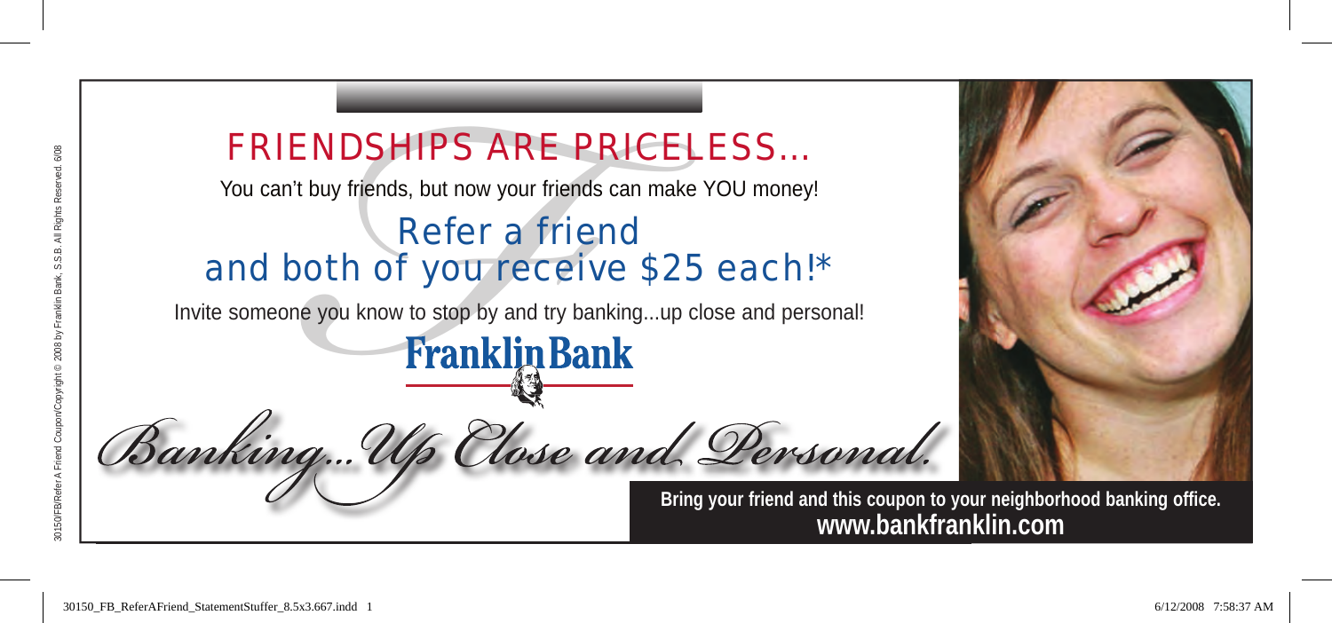# FRIENDSHIPS ARE PRICELESS...

You can't buy friends, but now your friends can make YOU money!

## Refer a friend and both of you receive $25 each!*

Invite someone you know to stop by and try banking...up close and personal!

**Franklin Bank**

*Banking...Up Close and Personal.*

**Bring your friend and this coupon to your neighborhood banking office.**
**www.bankfranklin.com**

30150/FB/Refer A Friend Coupon/Copyright © 2008 by Franklin Bank, S.S.B. All Rights Reserved. 6/08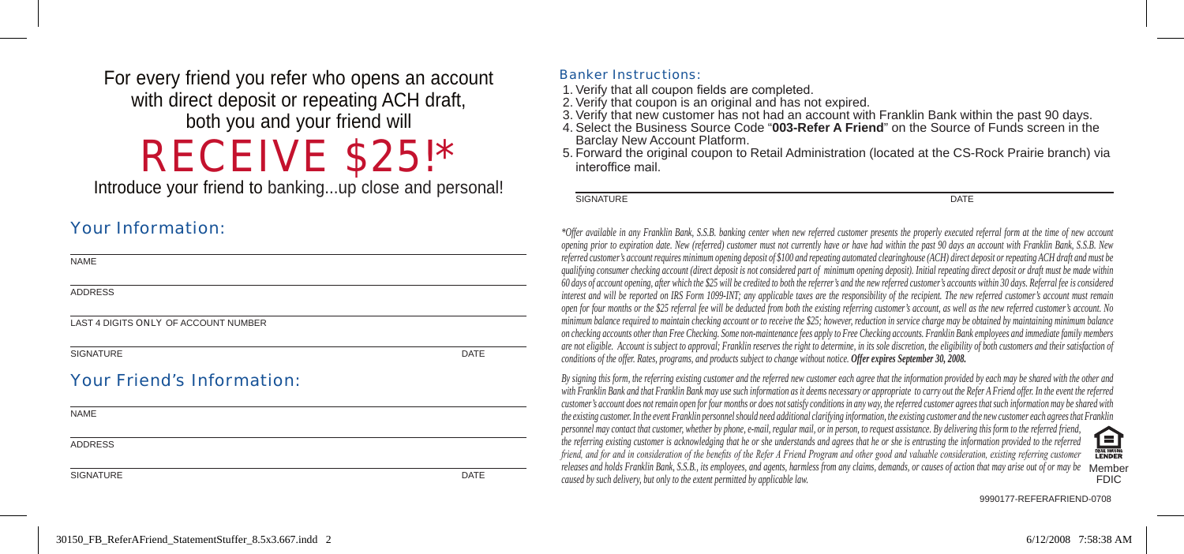For every friend you refer who opens an account with direct deposit or repeating ACH draft, both you and your friend will

# RECEIVE $25!*

Introduce your friend to banking...up close and personal!

## Your Information:

NAME

ADDRESS

LAST 4 DIGITS ONLY OF ACCOUNT NUMBER

SIGNATURE DATE

## Your Friend's Information:

NAME

ADDRESS

SIGNATURE DATE

### Banker Instructions:

1. Verify that all coupon fields are completed.
2. Verify that coupon is an original and has not expired.
3. Verify that new customer has not had an account with Franklin Bank within the past 90 days.
4. Select the Business Source Code "**003-Refer A Friend**" on the Source of Funds screen in the Barclay New Account Platform.
5. Forward the original coupon to Retail Administration (located at the CS-Rock Prairie branch) via interoffice mail.

SIGNATURE DATE

*\*Offer available in any Franklin Bank, S.S.B. banking center when new referred customer presents the properly executed referral form at the time of new account opening prior to expiration date. New (referred) customer must not currently have or have had within the past 90 days an account with Franklin Bank, S.S.B. New referred customer's account requires minimum opening deposit of $100 and repeating automated clearinghouse (ACH) direct deposit or repeating ACH draft and must be qualifying consumer checking account (direct deposit is not considered part of minimum opening deposit). Initial repeating direct deposit or draft must be made within 60 days of account opening, after which the $25 will be credited to both the referrer's and the new referred customer's accounts within 30 days. Referral fee is considered interest and will be reported on IRS Form 1099-INT; any applicable taxes are the responsibility of the recipient. The new referred customer's account must remain open for four months or the $25 referral fee will be deducted from both the existing referring customer's account, as well as the new referred customer's account. No minimum balance required to maintain checking account or to receive the $25; however, reduction in service charge may be obtained by maintaining minimum balance on checking accounts other than Free Checking. Some non-maintenance fees apply to Free Checking accounts. Franklin Bank employees and immediate family members are not eligible. Account is subject to approval; Franklin reserves the right to determine, in its sole discretion, the eligibility of both customers and their satisfaction of conditions of the offer. Rates, programs, and products subject to change without notice. **Offer expires September 30, 2008.***

*By signing this form, the referring existing customer and the referred new customer each agree that the information provided by each may be shared with the other and with Franklin Bank and that Franklin Bank may use such information as it deems necessary or appropriate to carry out the Refer A Friend offer. In the event the referred customer's account does not remain open for four months or does not satisfy conditions in any way, the referred customer agrees that such information may be shared with the existing customer. In the event Franklin personnel should need additional clarifying information, the existing customer and the new customer each agrees that Franklin personnel may contact that customer, whether by phone, e-mail, regular mail, or in person, to request assistance. By delivering this form to the referred friend, the referring existing customer is acknowledging that he or she understands and agrees that he or she is entrusting the information provided to the referred friend, and for and in consideration of the benefits of the Refer A Friend Program and other good and valuable consideration, existing referring customer releases and holds Franklin Bank, S.S.B., its employees, and agents, harmless from any claims, demands, or causes of action that may arise out of or may be caused by such delivery, but only to the extent permitted by applicable law.*

EQUAL HOUSING LENDER

Member FDIC

9990177-REFERAFRIEND-0708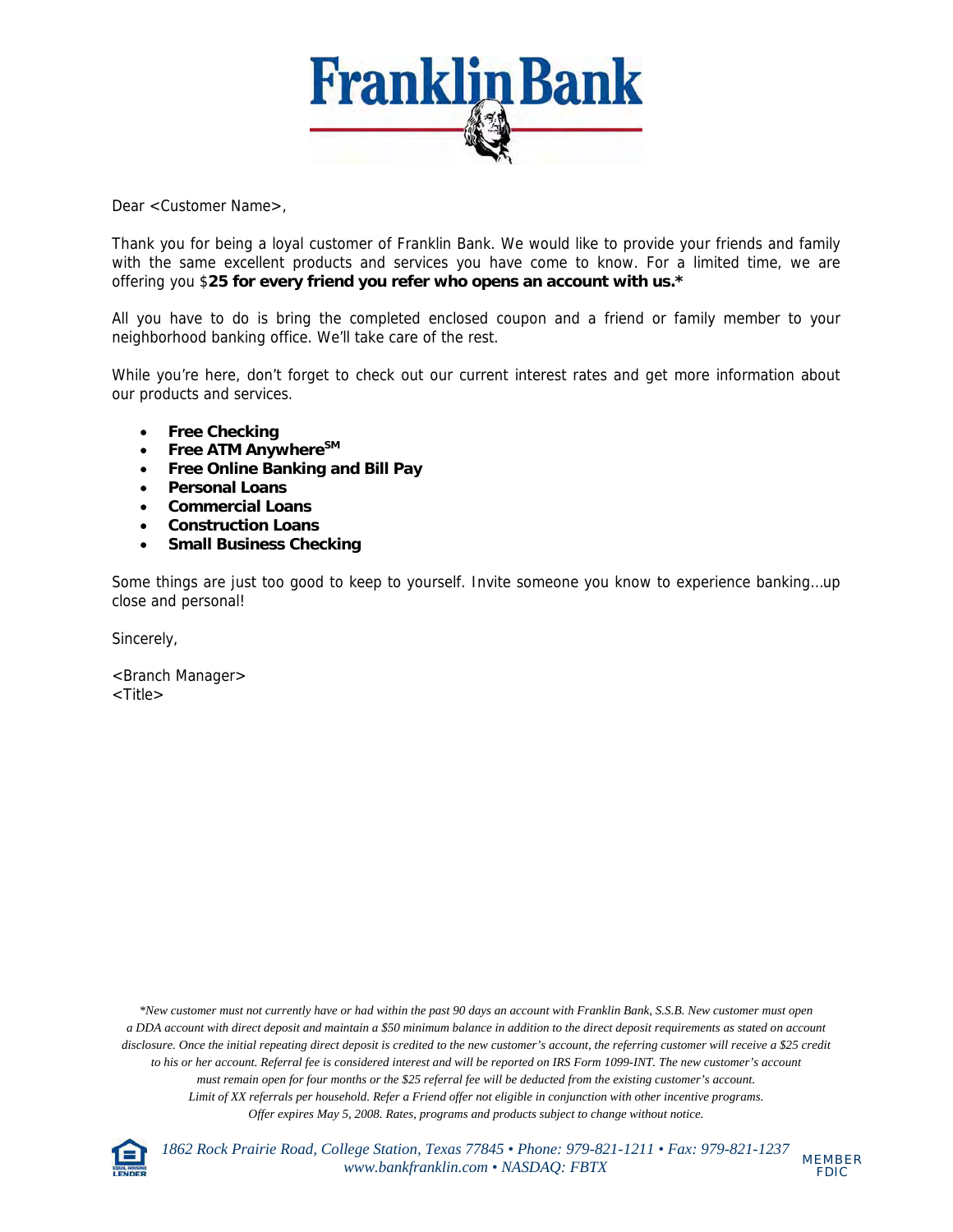# Franklin Bank

Dear <Customer Name>,

Thank you for being a loyal customer of Franklin Bank. We would like to provide your friends and family with the same excellent products and services you have come to know. For a limited time, we are offering you $**25 for every friend you refer who opens an account with us.***

All you have to do is bring the completed enclosed coupon and a friend or family member to your neighborhood banking office. We'll take care of the rest.

While you're here, don't forget to check out our current interest rates and get more information about our products and services.

- **Free Checking**
- **Free ATM Anywhere℠**
- **Free Online Banking and Bill Pay**
- **Personal Loans**
- **Commercial Loans**
- **Construction Loans**
- **Small Business Checking**

Some things are just too good to keep to yourself. Invite someone you know to experience banking…up close and personal!

Sincerely,

<Branch Manager>
<Title>

*\*New customer must not currently have or had within the past 90 days an account with Franklin Bank, S.S.B. New customer must open a DDA account with direct deposit and maintain a $50 minimum balance in addition to the direct deposit requirements as stated on account disclosure. Once the initial repeating direct deposit is credited to the new customer's account, the referring customer will receive a $25 credit to his or her account. Referral fee is considered interest and will be reported on IRS Form 1099-INT. The new customer's account must remain open for four months or the $25 referral fee will be deducted from the existing customer's account. Limit of XX referrals per household. Refer a Friend offer not eligible in conjunction with other incentive programs. Offer expires May 5, 2008. Rates, programs and products subject to change without notice.*

EQUAL HOUSING LENDER

*1862 Rock Prairie Road, College Station, Texas 77845 • Phone: 979-821-1211 • Fax: 979-821-1237*
*www.bankfranklin.com • NASDAQ: FBTX*

MEMBER FDIC